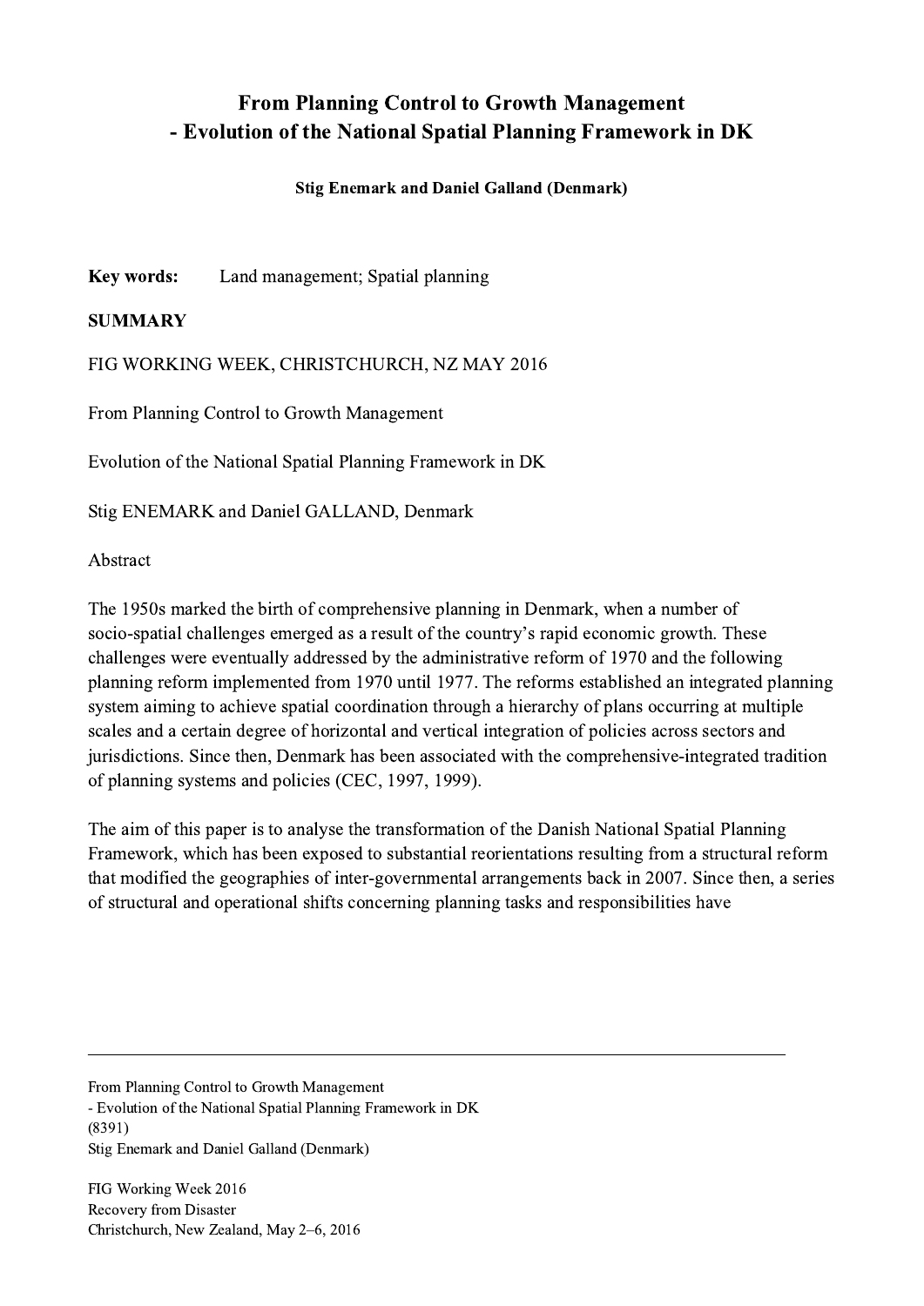# From Planning Control to Growth Management
## - Evolution of the National Spatial Planning Framework in DK

**Stig Enemark and Daniel Galland (Denmark)**

**Key words:** Land management; Spatial planning

**SUMMARY**

FIG WORKING WEEK, CHRISTCHURCH, NZ MAY 2016

From Planning Control to Growth Management

Evolution of the National Spatial Planning Framework in DK

Stig ENEMARK and Daniel GALLAND, Denmark

Abstract

The 1950s marked the birth of comprehensive planning in Denmark, when a number of socio-spatial challenges emerged as a result of the country's rapid economic growth. These challenges were eventually addressed by the administrative reform of 1970 and the following planning reform implemented from 1970 until 1977. The reforms established an integrated planning system aiming to achieve spatial coordination through a hierarchy of plans occurring at multiple scales and a certain degree of horizontal and vertical integration of policies across sectors and jurisdictions. Since then, Denmark has been associated with the comprehensive-integrated tradition of planning systems and policies (CEC, 1997, 1999).

The aim of this paper is to analyse the transformation of the Danish National Spatial Planning Framework, which has been exposed to substantial reorientations resulting from a structural reform that modified the geographies of inter-governmental arrangements back in 2007. Since then, a series of structural and operational shifts concerning planning tasks and responsibilities have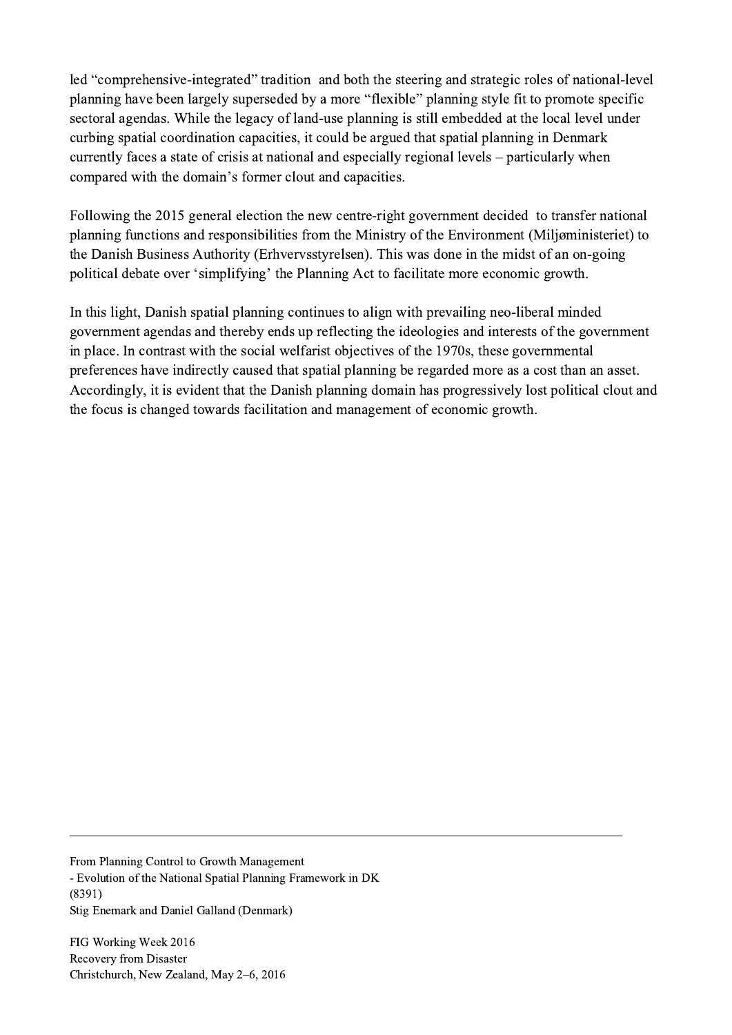led “comprehensive-integrated” tradition and both the steering and strategic roles of national-level planning have been largely superseded by a more “flexible” planning style fit to promote specific sectoral agendas. While the legacy of land-use planning is still embedded at the local level under curbing spatial coordination capacities, it could be argued that spatial planning in Denmark currently faces a state of crisis at national and especially regional levels – particularly when compared with the domain’s former clout and capacities.

Following the 2015 general election the new centre-right government decided to transfer national planning functions and responsibilities from the Ministry of the Environment (Miljøministeriet) to the Danish Business Authority (Erhvervsstyrelsen). This was done in the midst of an on-going political debate over ‘simplifying’ the Planning Act to facilitate more economic growth.

In this light, Danish spatial planning continues to align with prevailing neo-liberal minded government agendas and thereby ends up reflecting the ideologies and interests of the government in place. In contrast with the social welfarist objectives of the 1970s, these governmental preferences have indirectly caused that spatial planning be regarded more as a cost than an asset. Accordingly, it is evident that the Danish planning domain has progressively lost political clout and the focus is changed towards facilitation and management of economic growth.